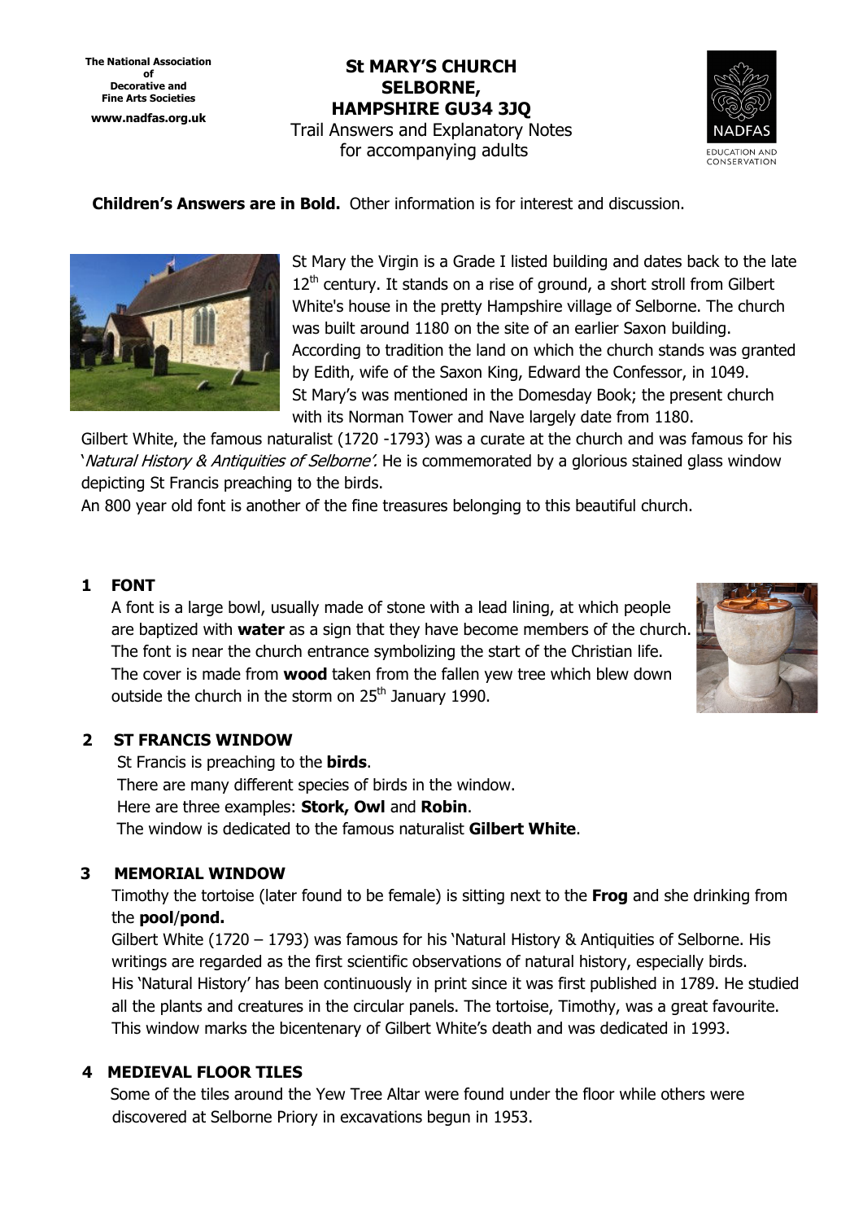**The National Association of Decorative and Fine Arts Societies**
**www.nadfas.org.uk**

# St MARY'S CHURCH SELBORNE, HAMPSHIRE GU34 3JQ

Trail Answers and Explanatory Notes for accompanying adults

NADFAS
EDUCATION AND CONSERVATION

**Children's Answers are in Bold.** Other information is for interest and discussion.

St Mary the Virgin is a Grade I listed building and dates back to the late 12th century. It stands on a rise of ground, a short stroll from Gilbert White's house in the pretty Hampshire village of Selborne. The church was built around 1180 on the site of an earlier Saxon building. According to tradition the land on which the church stands was granted by Edith, wife of the Saxon King, Edward the Confessor, in 1049. St Mary's was mentioned in the Domesday Book; the present church with its Norman Tower and Nave largely date from 1180.

Gilbert White, the famous naturalist (1720 -1793) was a curate at the church and was famous for his '*Natural History & Antiquities of Selborne'.* He is commemorated by a glorious stained glass window depicting St Francis preaching to the birds.

An 800 year old font is another of the fine treasures belonging to this beautiful church.

## 1 FONT

A font is a large bowl, usually made of stone with a lead lining, at which people are baptized with **water** as a sign that they have become members of the church. The font is near the church entrance symbolizing the start of the Christian life. The cover is made from **wood** taken from the fallen yew tree which blew down outside the church in the storm on 25th January 1990.

## 2 ST FRANCIS WINDOW

St Francis is preaching to the **birds**.
There are many different species of birds in the window.
Here are three examples: **Stork, Owl** and **Robin**.
The window is dedicated to the famous naturalist **Gilbert White**.

## 3 MEMORIAL WINDOW

Timothy the tortoise (later found to be female) is sitting next to the **Frog** and she drinking from the **pool**/**pond.**

Gilbert White (1720 – 1793) was famous for his 'Natural History & Antiquities of Selborne. His writings are regarded as the first scientific observations of natural history, especially birds. His 'Natural History' has been continuously in print since it was first published in 1789. He studied all the plants and creatures in the circular panels. The tortoise, Timothy, was a great favourite. This window marks the bicentenary of Gilbert White's death and was dedicated in 1993.

## 4 MEDIEVAL FLOOR TILES

Some of the tiles around the Yew Tree Altar were found under the floor while others were discovered at Selborne Priory in excavations begun in 1953.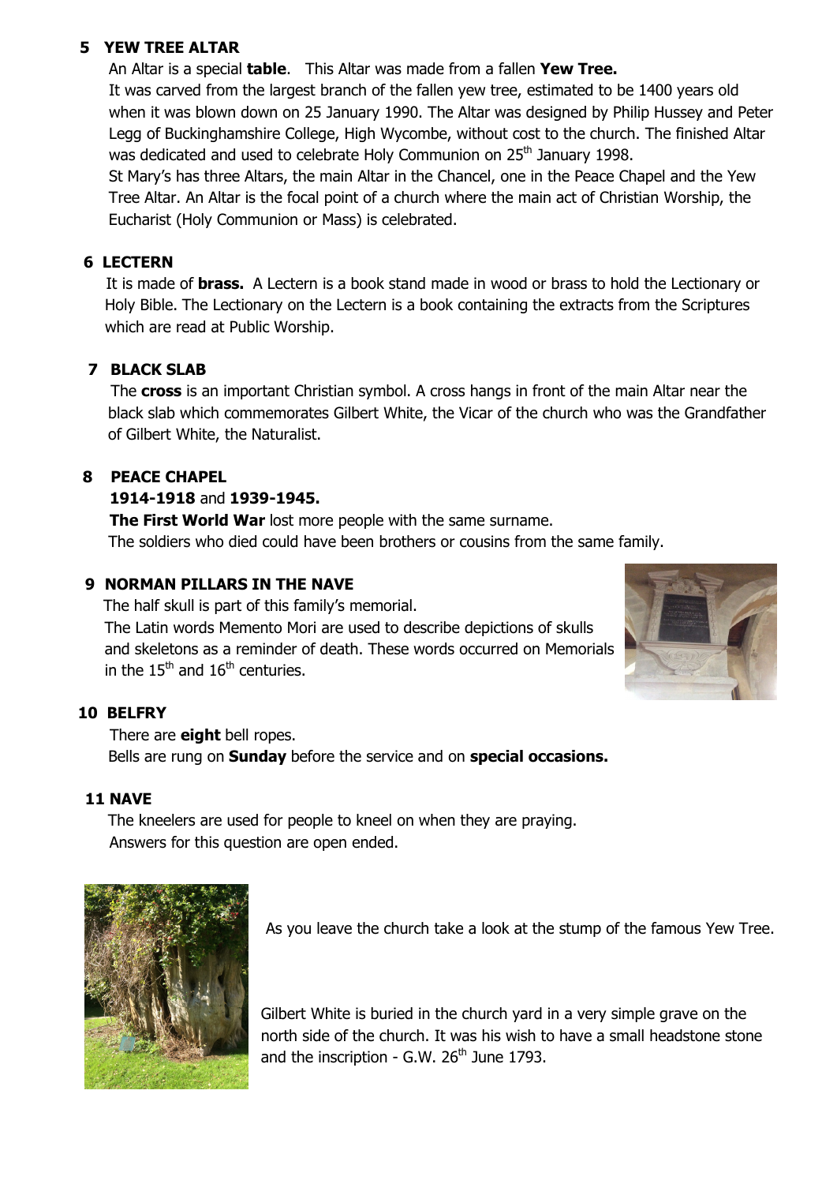## 5 YEW TREE ALTAR

An Altar is a special **table**. This Altar was made from a fallen **Yew Tree.**

It was carved from the largest branch of the fallen yew tree, estimated to be 1400 years old when it was blown down on 25 January 1990. The Altar was designed by Philip Hussey and Peter Legg of Buckinghamshire College, High Wycombe, without cost to the church. The finished Altar was dedicated and used to celebrate Holy Communion on 25th January 1998.

St Mary's has three Altars, the main Altar in the Chancel, one in the Peace Chapel and the Yew Tree Altar. An Altar is the focal point of a church where the main act of Christian Worship, the Eucharist (Holy Communion or Mass) is celebrated.

## 6 LECTERN

It is made of **brass.** A Lectern is a book stand made in wood or brass to hold the Lectionary or Holy Bible. The Lectionary on the Lectern is a book containing the extracts from the Scriptures which are read at Public Worship.

## 7 BLACK SLAB

The **cross** is an important Christian symbol. A cross hangs in front of the main Altar near the black slab which commemorates Gilbert White, the Vicar of the church who was the Grandfather of Gilbert White, the Naturalist.

## 8 PEACE CHAPEL

**1914-1918** and **1939-1945.**

**The First World War** lost more people with the same surname.

The soldiers who died could have been brothers or cousins from the same family.

## 9 NORMAN PILLARS IN THE NAVE

The half skull is part of this family's memorial.

The Latin words Memento Mori are used to describe depictions of skulls and skeletons as a reminder of death. These words occurred on Memorials in the 15th and 16th centuries.

## 10 BELFRY

There are **eight** bell ropes.

Bells are rung on **Sunday** before the service and on **special occasions.**

## 11 NAVE

The kneelers are used for people to kneel on when they are praying.

Answers for this question are open ended.

As you leave the church take a look at the stump of the famous Yew Tree.

Gilbert White is buried in the church yard in a very simple grave on the north side of the church. It was his wish to have a small headstone stone and the inscription - G.W. 26th June 1793.